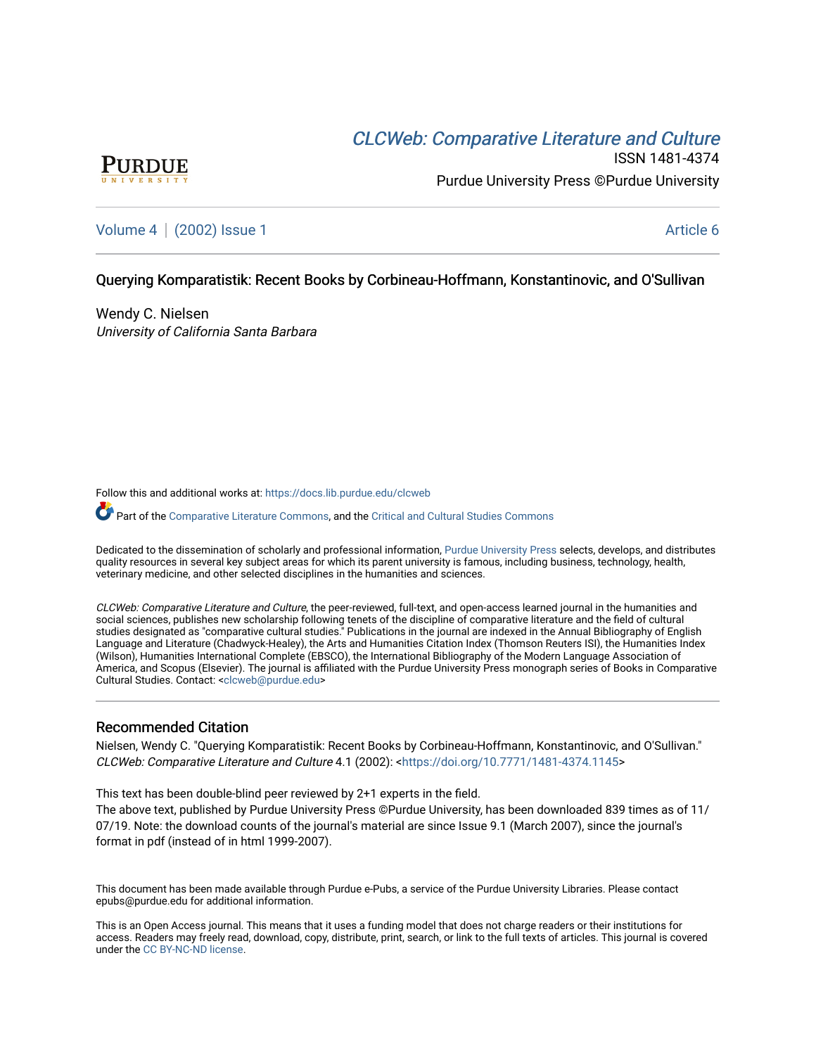CLCWeb: Comparative Literature and Culture

ISSN 1481-4374

Purdue University Press ©Purdue University

Volume 4 | (2002) Issue 1 Article 6

# Querying Komparatistik: Recent Books by Corbineau-Hoffmann, Konstantinovic, and O'Sullivan

Wendy C. Nielsen
*University of California Santa Barbara*

Follow this and additional works at: https://docs.lib.purdue.edu/clcweb

Part of the Comparative Literature Commons, and the Critical and Cultural Studies Commons

Dedicated to the dissemination of scholarly and professional information, Purdue University Press selects, develops, and distributes quality resources in several key subject areas for which its parent university is famous, including business, technology, health, veterinary medicine, and other selected disciplines in the humanities and sciences.

*CLCWeb: Comparative Literature and Culture*, the peer-reviewed, full-text, and open-access learned journal in the humanities and social sciences, publishes new scholarship following tenets of the discipline of comparative literature and the field of cultural studies designated as "comparative cultural studies." Publications in the journal are indexed in the Annual Bibliography of English Language and Literature (Chadwyck-Healey), the Arts and Humanities Citation Index (Thomson Reuters ISI), the Humanities Index (Wilson), Humanities International Complete (EBSCO), the International Bibliography of the Modern Language Association of America, and Scopus (Elsevier). The journal is affiliated with the Purdue University Press monograph series of Books in Comparative Cultural Studies. Contact: <clcweb@purdue.edu>

## Recommended Citation

Nielsen, Wendy C. "Querying Komparatistik: Recent Books by Corbineau-Hoffmann, Konstantinovic, and O'Sullivan." *CLCWeb: Comparative Literature and Culture* 4.1 (2002): <https://doi.org/10.7771/1481-4374.1145>

This text has been double-blind peer reviewed by 2+1 experts in the field.
The above text, published by Purdue University Press ©Purdue University, has been downloaded 839 times as of 11/07/19. Note: the download counts of the journal's material are since Issue 9.1 (March 2007), since the journal's format in pdf (instead of in html 1999-2007).

This document has been made available through Purdue e-Pubs, a service of the Purdue University Libraries. Please contact epubs@purdue.edu for additional information.

This is an Open Access journal. This means that it uses a funding model that does not charge readers or their institutions for access. Readers may freely read, download, copy, distribute, print, search, or link to the full texts of articles. This journal is covered under the CC BY-NC-ND license.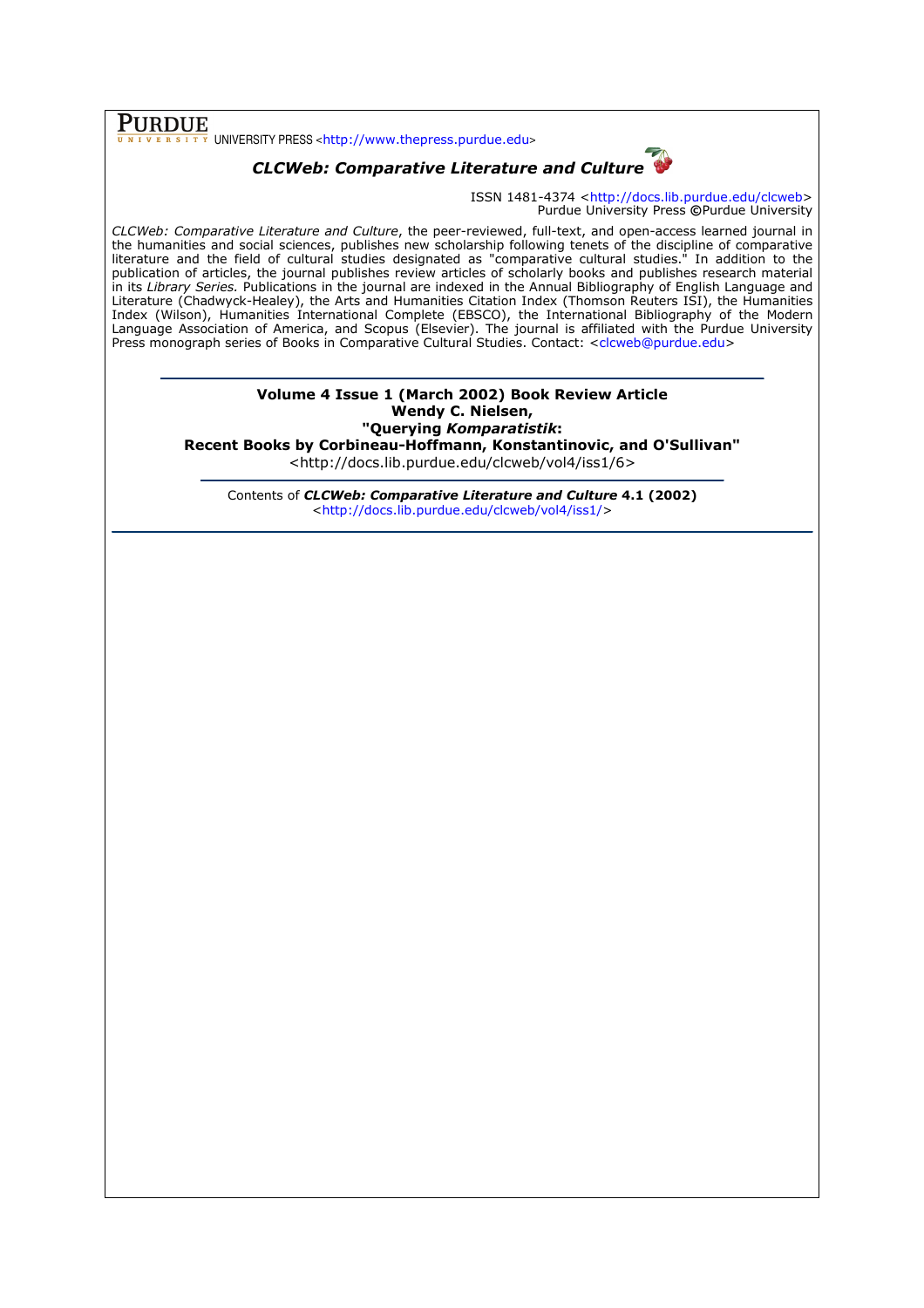**PURDUE** UNIVERSITY PRESS <http://www.thepress.purdue.edu>

## *CLCWeb: Comparative Literature and Culture*

ISSN 1481-4374 <http://docs.lib.purdue.edu/clcweb>
Purdue University Press ©Purdue University

*CLCWeb: Comparative Literature and Culture*, the peer-reviewed, full-text, and open-access learned journal in the humanities and social sciences, publishes new scholarship following tenets of the discipline of comparative literature and the field of cultural studies designated as "comparative cultural studies." In addition to the publication of articles, the journal publishes review articles of scholarly books and publishes research material in its *Library Series.* Publications in the journal are indexed in the Annual Bibliography of English Language and Literature (Chadwyck-Healey), the Arts and Humanities Citation Index (Thomson Reuters ISI), the Humanities Index (Wilson), Humanities International Complete (EBSCO), the International Bibliography of the Modern Language Association of America, and Scopus (Elsevier). The journal is affiliated with the Purdue University Press monograph series of Books in Comparative Cultural Studies. Contact: <clcweb@purdue.edu>

**Volume 4 Issue 1 (March 2002) Book Review Article**
**Wendy C. Nielsen,**
**"Querying *Komparatistik*:**
**Recent Books by Corbineau-Hoffmann, Konstantinovic, and O'Sullivan"**
<http://docs.lib.purdue.edu/clcweb/vol4/iss1/6>

Contents of ***CLCWeb: Comparative Literature and Culture*** **4.1 (2002)**
<http://docs.lib.purdue.edu/clcweb/vol4/iss1/>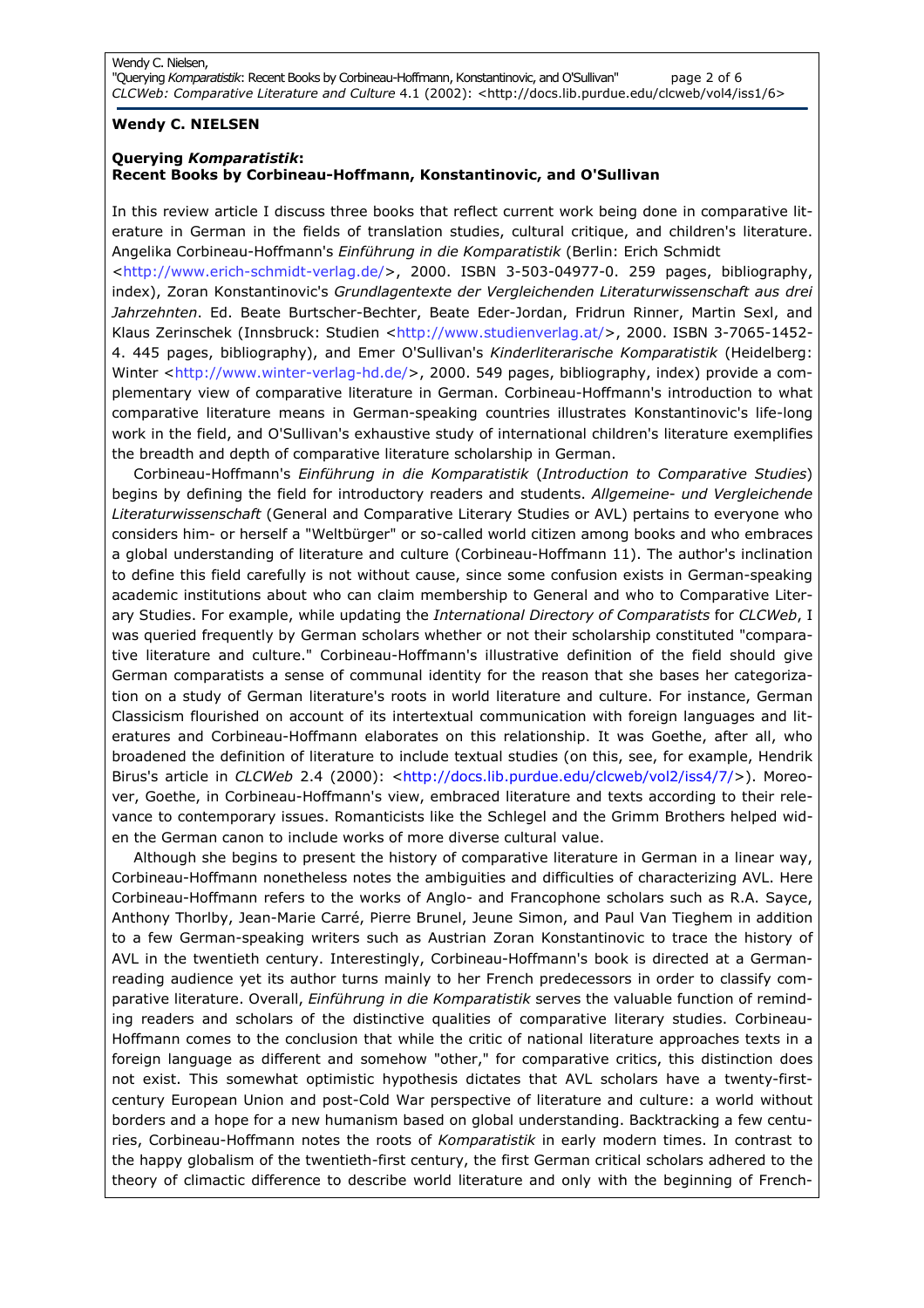**Wendy C. NIELSEN**

**Querying *Komparatistik*:**
**Recent Books by Corbineau-Hoffmann, Konstantinovic, and O'Sullivan**

In this review article I discuss three books that reflect current work being done in comparative literature in German in the fields of translation studies, cultural critique, and children's literature. Angelika Corbineau-Hoffmann's *Einführung in die Komparatistik* (Berlin: Erich Schmidt <http://www.erich-schmidt-verlag.de/>, 2000. ISBN 3-503-04977-0. 259 pages, bibliography, index), Zoran Konstantinovic's *Grundlagentexte der Vergleichenden Literaturwissenschaft aus drei Jahrzehnten*. Ed. Beate Burtscher-Bechter, Beate Eder-Jordan, Fridrun Rinner, Martin Sexl, and Klaus Zerinschek (Innsbruck: Studien <http://www.studienverlag.at/>, 2000. ISBN 3-7065-1452-4. 445 pages, bibliography), and Emer O'Sullivan's *Kinderliterarische Komparatistik* (Heidelberg: Winter <http://www.winter-verlag-hd.de/>, 2000. 549 pages, bibliography, index) provide a complementary view of comparative literature in German. Corbineau-Hoffmann's introduction to what comparative literature means in German-speaking countries illustrates Konstantinovic's life-long work in the field, and O'Sullivan's exhaustive study of international children's literature exemplifies the breadth and depth of comparative literature scholarship in German.

Corbineau-Hoffmann's *Einführung in die Komparatistik* (*Introduction to Comparative Studies*) begins by defining the field for introductory readers and students. *Allgemeine- und Vergleichende Literaturwissenschaft* (General and Comparative Literary Studies or AVL) pertains to everyone who considers him- or herself a "Weltbürger" or so-called world citizen among books and who embraces a global understanding of literature and culture (Corbineau-Hoffmann 11). The author's inclination to define this field carefully is not without cause, since some confusion exists in German-speaking academic institutions about who can claim membership to General and who to Comparative Literary Studies. For example, while updating the *International Directory of Comparatists* for *CLCWeb*, I was queried frequently by German scholars whether or not their scholarship constituted "comparative literature and culture." Corbineau-Hoffmann's illustrative definition of the field should give German comparatists a sense of communal identity for the reason that she bases her categorization on a study of German literature's roots in world literature and culture. For instance, German Classicism flourished on account of its intertextual communication with foreign languages and literatures and Corbineau-Hoffmann elaborates on this relationship. It was Goethe, after all, who broadened the definition of literature to include textual studies (on this, see, for example, Hendrik Birus's article in *CLCWeb* 2.4 (2000): <http://docs.lib.purdue.edu/clcweb/vol2/iss4/7/>). Moreover, Goethe, in Corbineau-Hoffmann's view, embraced literature and texts according to their relevance to contemporary issues. Romanticists like the Schlegel and the Grimm Brothers helped widen the German canon to include works of more diverse cultural value.

Although she begins to present the history of comparative literature in German in a linear way, Corbineau-Hoffmann nonetheless notes the ambiguities and difficulties of characterizing AVL. Here Corbineau-Hoffmann refers to the works of Anglo- and Francophone scholars such as R.A. Sayce, Anthony Thorlby, Jean-Marie Carré, Pierre Brunel, Jeune Simon, and Paul Van Tieghem in addition to a few German-speaking writers such as Austrian Zoran Konstantinovic to trace the history of AVL in the twentieth century. Interestingly, Corbineau-Hoffmann's book is directed at a German-reading audience yet its author turns mainly to her French predecessors in order to classify comparative literature. Overall, *Einführung in die Komparatistik* serves the valuable function of reminding readers and scholars of the distinctive qualities of comparative literary studies. Corbineau-Hoffmann comes to the conclusion that while the critic of national literature approaches texts in a foreign language as different and somehow "other," for comparative critics, this distinction does not exist. This somewhat optimistic hypothesis dictates that AVL scholars have a twenty-first-century European Union and post-Cold War perspective of literature and culture: a world without borders and a hope for a new humanism based on global understanding. Backtracking a few centuries, Corbineau-Hoffmann notes the roots of *Komparatistik* in early modern times. In contrast to the happy globalism of the twentieth-first century, the first German critical scholars adhered to the theory of climactic difference to describe world literature and only with the beginning of French-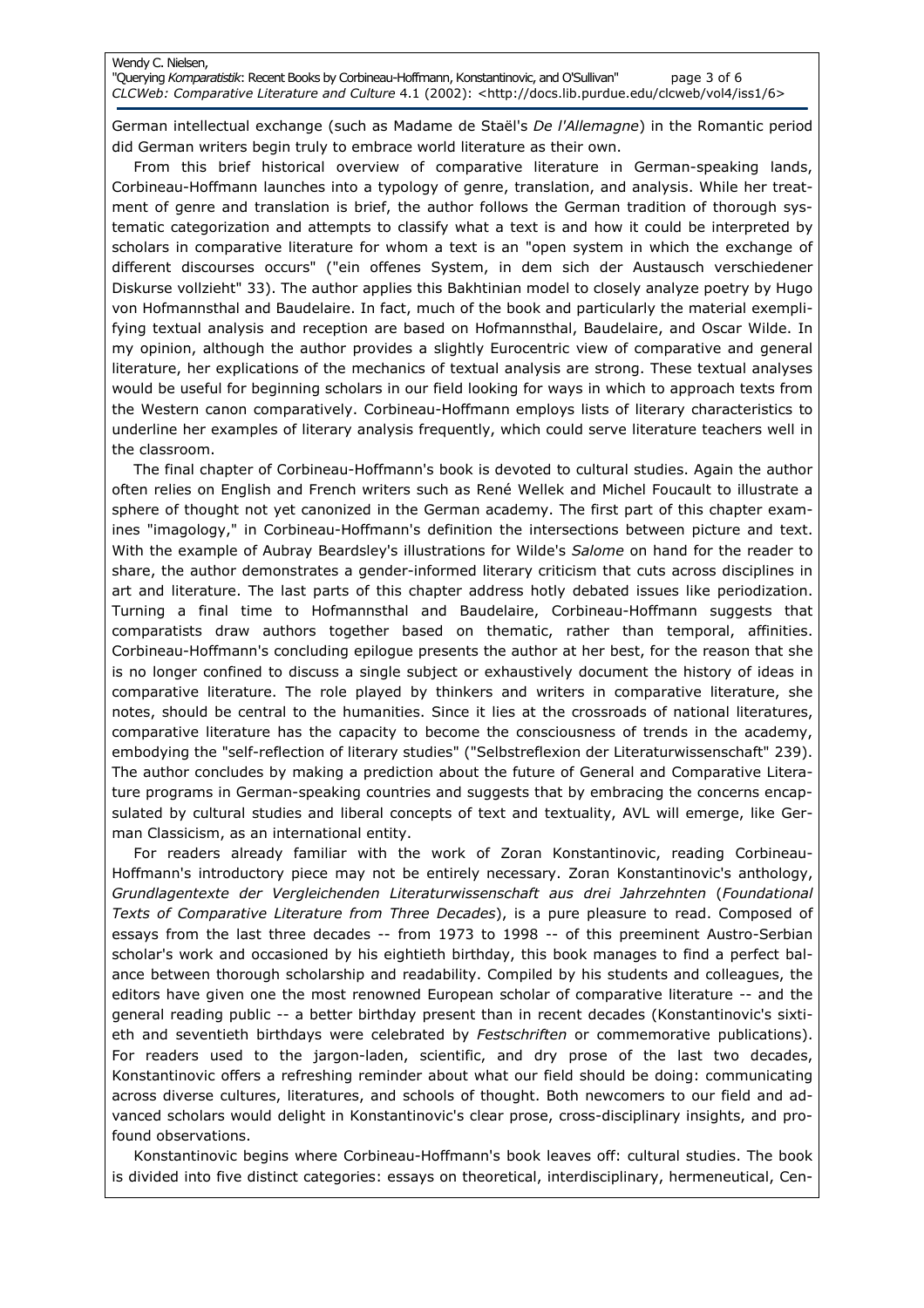German intellectual exchange (such as Madame de Staël's *De l'Allemagne*) in the Romantic period did German writers begin truly to embrace world literature as their own.

From this brief historical overview of comparative literature in German-speaking lands, Corbineau-Hoffmann launches into a typology of genre, translation, and analysis. While her treatment of genre and translation is brief, the author follows the German tradition of thorough systematic categorization and attempts to classify what a text is and how it could be interpreted by scholars in comparative literature for whom a text is an "open system in which the exchange of different discourses occurs" ("ein offenes System, in dem sich der Austausch verschiedener Diskurse vollzieht" 33). The author applies this Bakhtinian model to closely analyze poetry by Hugo von Hofmannsthal and Baudelaire. In fact, much of the book and particularly the material exemplifying textual analysis and reception are based on Hofmannsthal, Baudelaire, and Oscar Wilde. In my opinion, although the author provides a slightly Eurocentric view of comparative and general literature, her explications of the mechanics of textual analysis are strong. These textual analyses would be useful for beginning scholars in our field looking for ways in which to approach texts from the Western canon comparatively. Corbineau-Hoffmann employs lists of literary characteristics to underline her examples of literary analysis frequently, which could serve literature teachers well in the classroom.

The final chapter of Corbineau-Hoffmann's book is devoted to cultural studies. Again the author often relies on English and French writers such as René Wellek and Michel Foucault to illustrate a sphere of thought not yet canonized in the German academy. The first part of this chapter examines "imagology," in Corbineau-Hoffmann's definition the intersections between picture and text. With the example of Aubray Beardsley's illustrations for Wilde's *Salome* on hand for the reader to share, the author demonstrates a gender-informed literary criticism that cuts across disciplines in art and literature. The last parts of this chapter address hotly debated issues like periodization. Turning a final time to Hofmannsthal and Baudelaire, Corbineau-Hoffmann suggests that comparatists draw authors together based on thematic, rather than temporal, affinities. Corbineau-Hoffmann's concluding epilogue presents the author at her best, for the reason that she is no longer confined to discuss a single subject or exhaustively document the history of ideas in comparative literature. The role played by thinkers and writers in comparative literature, she notes, should be central to the humanities. Since it lies at the crossroads of national literatures, comparative literature has the capacity to become the consciousness of trends in the academy, embodying the "self-reflection of literary studies" ("Selbstreflexion der Literaturwissenschaft" 239). The author concludes by making a prediction about the future of General and Comparative Literature programs in German-speaking countries and suggests that by embracing the concerns encapsulated by cultural studies and liberal concepts of text and textuality, AVL will emerge, like German Classicism, as an international entity.

For readers already familiar with the work of Zoran Konstantinovic, reading Corbineau-Hoffmann's introductory piece may not be entirely necessary. Zoran Konstantinovic's anthology, *Grundlagentexte der Vergleichenden Literaturwissenschaft aus drei Jahrzehnten* (*Foundational Texts of Comparative Literature from Three Decades*), is a pure pleasure to read. Composed of essays from the last three decades -- from 1973 to 1998 -- of this preeminent Austro-Serbian scholar's work and occasioned by his eightieth birthday, this book manages to find a perfect balance between thorough scholarship and readability. Compiled by his students and colleagues, the editors have given one the most renowned European scholar of comparative literature -- and the general reading public -- a better birthday present than in recent decades (Konstantinovic's sixtieth and seventieth birthdays were celebrated by *Festschriften* or commemorative publications). For readers used to the jargon-laden, scientific, and dry prose of the last two decades, Konstantinovic offers a refreshing reminder about what our field should be doing: communicating across diverse cultures, literatures, and schools of thought. Both newcomers to our field and advanced scholars would delight in Konstantinovic's clear prose, cross-disciplinary insights, and profound observations.

Konstantinovic begins where Corbineau-Hoffmann's book leaves off: cultural studies. The book is divided into five distinct categories: essays on theoretical, interdisciplinary, hermeneutical, Cen-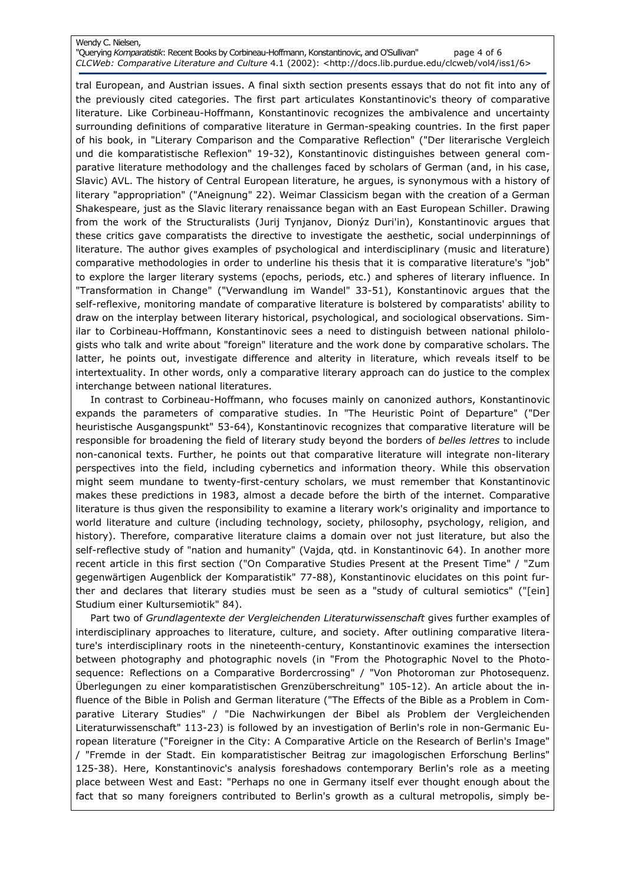tral European, and Austrian issues. A final sixth section presents essays that do not fit into any of the previously cited categories. The first part articulates Konstantinovic's theory of comparative literature. Like Corbineau-Hoffmann, Konstantinovic recognizes the ambivalence and uncertainty surrounding definitions of comparative literature in German-speaking countries. In the first paper of his book, in "Literary Comparison and the Comparative Reflection" ("Der literarische Vergleich und die komparatistische Reflexion" 19-32), Konstantinovic distinguishes between general comparative literature methodology and the challenges faced by scholars of German (and, in his case, Slavic) AVL. The history of Central European literature, he argues, is synonymous with a history of literary "appropriation" ("Aneignung" 22). Weimar Classicism began with the creation of a German Shakespeare, just as the Slavic literary renaissance began with an East European Schiller. Drawing from the work of the Structuralists (Jurij Tynjanov, Dionýz Duri'in), Konstantinovic argues that these critics gave comparatists the directive to investigate the aesthetic, social underpinnings of literature. The author gives examples of psychological and interdisciplinary (music and literature) comparative methodologies in order to underline his thesis that it is comparative literature's "job" to explore the larger literary systems (epochs, periods, etc.) and spheres of literary influence. In "Transformation in Change" ("Verwandlung im Wandel" 33-51), Konstantinovic argues that the self-reflexive, monitoring mandate of comparative literature is bolstered by comparatists' ability to draw on the interplay between literary historical, psychological, and sociological observations. Similar to Corbineau-Hoffmann, Konstantinovic sees a need to distinguish between national philologists who talk and write about "foreign" literature and the work done by comparative scholars. The latter, he points out, investigate difference and alterity in literature, which reveals itself to be intertextuality. In other words, only a comparative literary approach can do justice to the complex interchange between national literatures.

In contrast to Corbineau-Hoffmann, who focuses mainly on canonized authors, Konstantinovic expands the parameters of comparative studies. In "The Heuristic Point of Departure" ("Der heuristische Ausgangspunkt" 53-64), Konstantinovic recognizes that comparative literature will be responsible for broadening the field of literary study beyond the borders of *belles lettres* to include non-canonical texts. Further, he points out that comparative literature will integrate non-literary perspectives into the field, including cybernetics and information theory. While this observation might seem mundane to twenty-first-century scholars, we must remember that Konstantinovic makes these predictions in 1983, almost a decade before the birth of the internet. Comparative literature is thus given the responsibility to examine a literary work's originality and importance to world literature and culture (including technology, society, philosophy, psychology, religion, and history). Therefore, comparative literature claims a domain over not just literature, but also the self-reflective study of "nation and humanity" (Vajda, qtd. in Konstantinovic 64). In another more recent article in this first section ("On Comparative Studies Present at the Present Time" / "Zum gegenwärtigen Augenblick der Komparatistik" 77-88), Konstantinovic elucidates on this point further and declares that literary studies must be seen as a "study of cultural semiotics" ("[ein] Studium einer Kultursemiotik" 84).

Part two of *Grundlagentexte der Vergleichenden Literaturwissenschaft* gives further examples of interdisciplinary approaches to literature, culture, and society. After outlining comparative literature's interdisciplinary roots in the nineteenth-century, Konstantinovic examines the intersection between photography and photographic novels (in "From the Photographic Novel to the Photosequence: Reflections on a Comparative Bordercrossing" / "Von Photoroman zur Photosequenz. Überlegungen zu einer komparatistischen Grenzüberschreitung" 105-12). An article about the influence of the Bible in Polish and German literature ("The Effects of the Bible as a Problem in Comparative Literary Studies" / "Die Nachwirkungen der Bibel als Problem der Vergleichenden Literaturwissenschaft" 113-23) is followed by an investigation of Berlin's role in non-Germanic European literature ("Foreigner in the City: A Comparative Article on the Research of Berlin's Image" / "Fremde in der Stadt. Ein komparatistischer Beitrag zur imagologischen Erforschung Berlins" 125-38). Here, Konstantinovic's analysis foreshadows contemporary Berlin's role as a meeting place between West and East: "Perhaps no one in Germany itself ever thought enough about the fact that so many foreigners contributed to Berlin's growth as a cultural metropolis, simply be-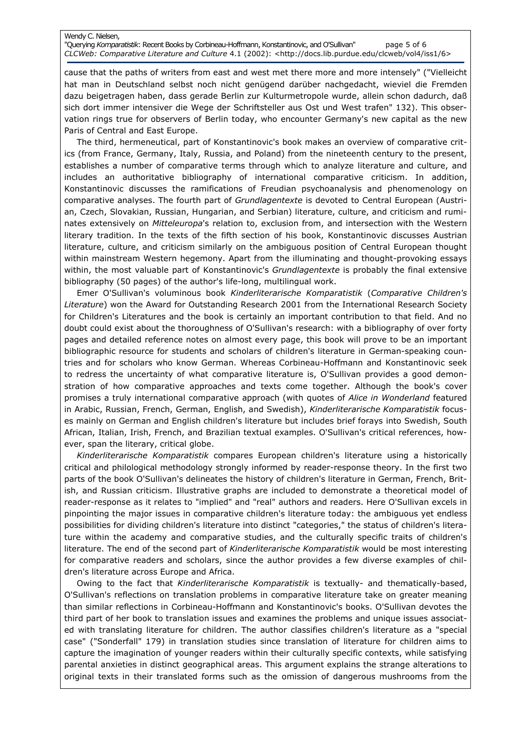cause that the paths of writers from east and west met there more and more intensely" ("Vielleicht hat man in Deutschland selbst noch nicht genügend darüber nachgedacht, wieviel die Fremden dazu beigetragen haben, dass gerade Berlin zur Kulturmetropole wurde, allein schon dadurch, daß sich dort immer intensiver die Wege der Schriftsteller aus Ost und West trafen" 132). This observation rings true for observers of Berlin today, who encounter Germany's new capital as the new Paris of Central and East Europe.

The third, hermeneutical, part of Konstantinovic's book makes an overview of comparative critics (from France, Germany, Italy, Russia, and Poland) from the nineteenth century to the present, establishes a number of comparative terms through which to analyze literature and culture, and includes an authoritative bibliography of international comparative criticism. In addition, Konstantinovic discusses the ramifications of Freudian psychoanalysis and phenomenology on comparative analyses. The fourth part of *Grundlagentexte* is devoted to Central European (Austrian, Czech, Slovakian, Russian, Hungarian, and Serbian) literature, culture, and criticism and ruminates extensively on *Mitteleuropa*'s relation to, exclusion from, and intersection with the Western literary tradition. In the texts of the fifth section of his book, Konstantinovic discusses Austrian literature, culture, and criticism similarly on the ambiguous position of Central European thought within mainstream Western hegemony. Apart from the illuminating and thought-provoking essays within, the most valuable part of Konstantinovic's *Grundlagentexte* is probably the final extensive bibliography (50 pages) of the author's life-long, multilingual work.

Emer O'Sullivan's voluminous book *Kinderliterarische Komparatistik* (*Comparative Children's Literature*) won the Award for Outstanding Research 2001 from the International Research Society for Children's Literatures and the book is certainly an important contribution to that field. And no doubt could exist about the thoroughness of O'Sullivan's research: with a bibliography of over forty pages and detailed reference notes on almost every page, this book will prove to be an important bibliographic resource for students and scholars of children's literature in German-speaking countries and for scholars who know German. Whereas Corbineau-Hoffmann and Konstantinovic seek to redress the uncertainty of what comparative literature is, O'Sullivan provides a good demonstration of how comparative approaches and texts come together. Although the book's cover promises a truly international comparative approach (with quotes of *Alice in Wonderland* featured in Arabic, Russian, French, German, English, and Swedish), *Kinderliterarische Komparatistik* focuses mainly on German and English children's literature but includes brief forays into Swedish, South African, Italian, Irish, French, and Brazilian textual examples. O'Sullivan's critical references, however, span the literary, critical globe.

*Kinderliterarische Komparatistik* compares European children's literature using a historically critical and philological methodology strongly informed by reader-response theory. In the first two parts of the book O'Sullivan's delineates the history of children's literature in German, French, British, and Russian criticism. Illustrative graphs are included to demonstrate a theoretical model of reader-response as it relates to "implied" and "real" authors and readers. Here O'Sullivan excels in pinpointing the major issues in comparative children's literature today: the ambiguous yet endless possibilities for dividing children's literature into distinct "categories," the status of children's literature within the academy and comparative studies, and the culturally specific traits of children's literature. The end of the second part of *Kinderliterarische Komparatistik* would be most interesting for comparative readers and scholars, since the author provides a few diverse examples of children's literature across Europe and Africa.

Owing to the fact that *Kinderliterarische Komparatistik* is textually- and thematically-based, O'Sullivan's reflections on translation problems in comparative literature take on greater meaning than similar reflections in Corbineau-Hoffmann and Konstantinovic's books. O'Sullivan devotes the third part of her book to translation issues and examines the problems and unique issues associated with translating literature for children. The author classifies children's literature as a "special case" ("Sonderfall" 179) in translation studies since translation of literature for children aims to capture the imagination of younger readers within their culturally specific contexts, while satisfying parental anxieties in distinct geographical areas. This argument explains the strange alterations to original texts in their translated forms such as the omission of dangerous mushrooms from the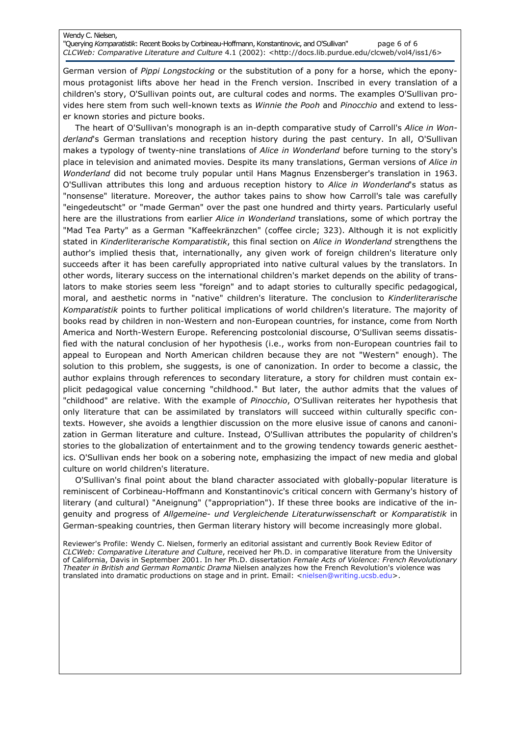German version of *Pippi Longstocking* or the substitution of a pony for a horse, which the eponymous protagonist lifts above her head in the French version. Inscribed in every translation of a children's story, O'Sullivan points out, are cultural codes and norms. The examples O'Sullivan provides here stem from such well-known texts as *Winnie the Pooh* and *Pinocchio* and extend to lesser known stories and picture books.

The heart of O'Sullivan's monograph is an in-depth comparative study of Carroll's *Alice in Wonderland*'s German translations and reception history during the past century. In all, O'Sullivan makes a typology of twenty-nine translations of *Alice in Wonderland* before turning to the story's place in television and animated movies. Despite its many translations, German versions of *Alice in Wonderland* did not become truly popular until Hans Magnus Enzensberger's translation in 1963. O'Sullivan attributes this long and arduous reception history to *Alice in Wonderland*'s status as "nonsense" literature. Moreover, the author takes pains to show how Carroll's tale was carefully "eingedeutscht" or "made German" over the past one hundred and thirty years. Particularly useful here are the illustrations from earlier *Alice in Wonderland* translations, some of which portray the "Mad Tea Party" as a German "Kaffeekränzchen" (coffee circle; 323). Although it is not explicitly stated in *Kinderliterarische Komparatistik*, this final section on *Alice in Wonderland* strengthens the author's implied thesis that, internationally, any given work of foreign children's literature only succeeds after it has been carefully appropriated into native cultural values by the translators. In other words, literary success on the international children's market depends on the ability of translators to make stories seem less "foreign" and to adapt stories to culturally specific pedagogical, moral, and aesthetic norms in "native" children's literature. The conclusion to *Kinderliterarische Komparatistik* points to further political implications of world children's literature. The majority of books read by children in non-Western and non-European countries, for instance, come from North America and North-Western Europe. Referencing postcolonial discourse, O'Sullivan seems dissatisfied with the natural conclusion of her hypothesis (i.e., works from non-European countries fail to appeal to European and North American children because they are not "Western" enough). The solution to this problem, she suggests, is one of canonization. In order to become a classic, the author explains through references to secondary literature, a story for children must contain explicit pedagogical value concerning "childhood." But later, the author admits that the values of "childhood" are relative. With the example of *Pinocchio*, O'Sullivan reiterates her hypothesis that only literature that can be assimilated by translators will succeed within culturally specific contexts. However, she avoids a lengthier discussion on the more elusive issue of canons and canonization in German literature and culture. Instead, O'Sullivan attributes the popularity of children's stories to the globalization of entertainment and to the growing tendency towards generic aesthetics. O'Sullivan ends her book on a sobering note, emphasizing the impact of new media and global culture on world children's literature.

O'Sullivan's final point about the bland character associated with globally-popular literature is reminiscent of Corbineau-Hoffmann and Konstantinovic's critical concern with Germany's history of literary (and cultural) "Aneignung" ("appropriation"). If these three books are indicative of the ingenuity and progress of *Allgemeine- und Vergleichende Literaturwissenschaft* or *Komparatistik* in German-speaking countries, then German literary history will become increasingly more global.

Reviewer's Profile: Wendy C. Nielsen, formerly an editorial assistant and currently Book Review Editor of *CLCWeb: Comparative Literature and Culture*, received her Ph.D. in comparative literature from the University of California, Davis in September 2001. In her Ph.D. dissertation *Female Acts of Violence: French Revolutionary Theater in British and German Romantic Drama* Nielsen analyzes how the French Revolution's violence was translated into dramatic productions on stage and in print. Email: <nielsen@writing.ucsb.edu>.